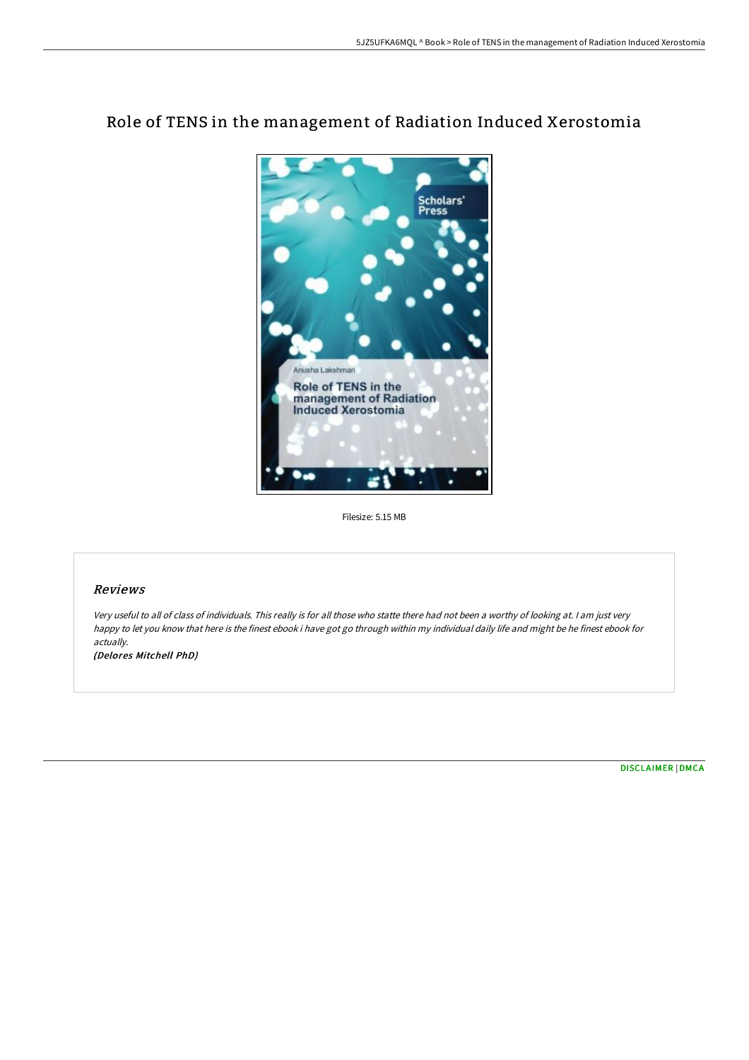# Role of TENS in the management of Radiation Induced Xerostomia

Filesize: 5.15 MB

## Reviews

*Very useful to all of class of individuals. This really is for all those who statte there had not been a worthy of looking at. I am just very happy to let you know that here is the finest ebook i have got go through within my individual daily life and might be he finest ebook for actually.*

*(Delores Mitchell PhD)*

DISCLAIMER | DMCA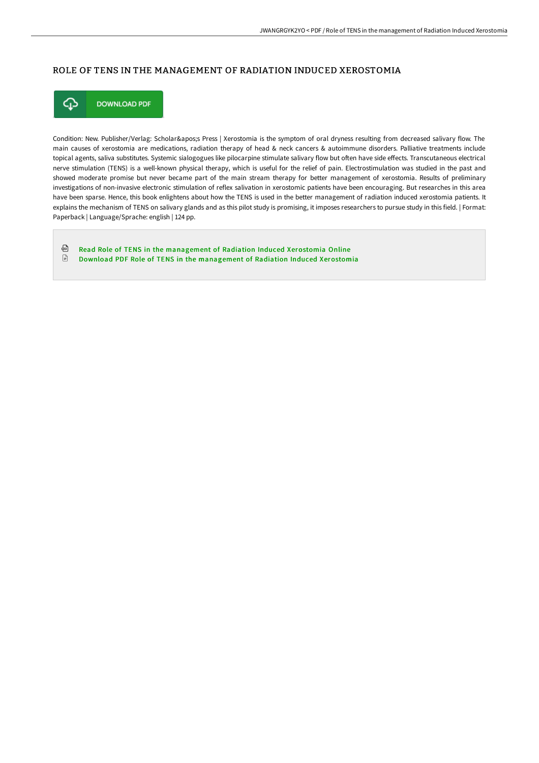# ROLE OF TENS IN THE MANAGEMENT OF RADIATION INDUCED XEROSTOMIA

DOWNLOAD PDF

Condition: New. Publisher/Verlag: Scholar&apos;s Press | Xerostomia is the symptom of oral dryness resulting from decreased salivary flow. The main causes of xerostomia are medications, radiation therapy of head & neck cancers & autoimmune disorders. Palliative treatments include topical agents, saliva substitutes. Systemic sialogogues like pilocarpine stimulate salivary flow but often have side effects. Transcutaneous electrical nerve stimulation (TENS) is a well-known physical therapy, which is useful for the relief of pain. Electrostimulation was studied in the past and showed moderate promise but never became part of the main stream therapy for better management of xerostomia. Results of preliminary investigations of non-invasive electronic stimulation of reflex salivation in xerostomic patients have been encouraging. But researches in this area have been sparse. Hence, this book enlightens about how the TENS is used in the better management of radiation induced xerostomia patients. It explains the mechanism of TENS on salivary glands and as this pilot study is promising, it imposes researchers to pursue study in this field. | Format: Paperback | Language/Sprache: english | 124 pp.

- Read Role of TENS in the management of Radiation Induced Xerostomia Online
- Download PDF Role of TENS in the management of Radiation Induced Xerostomia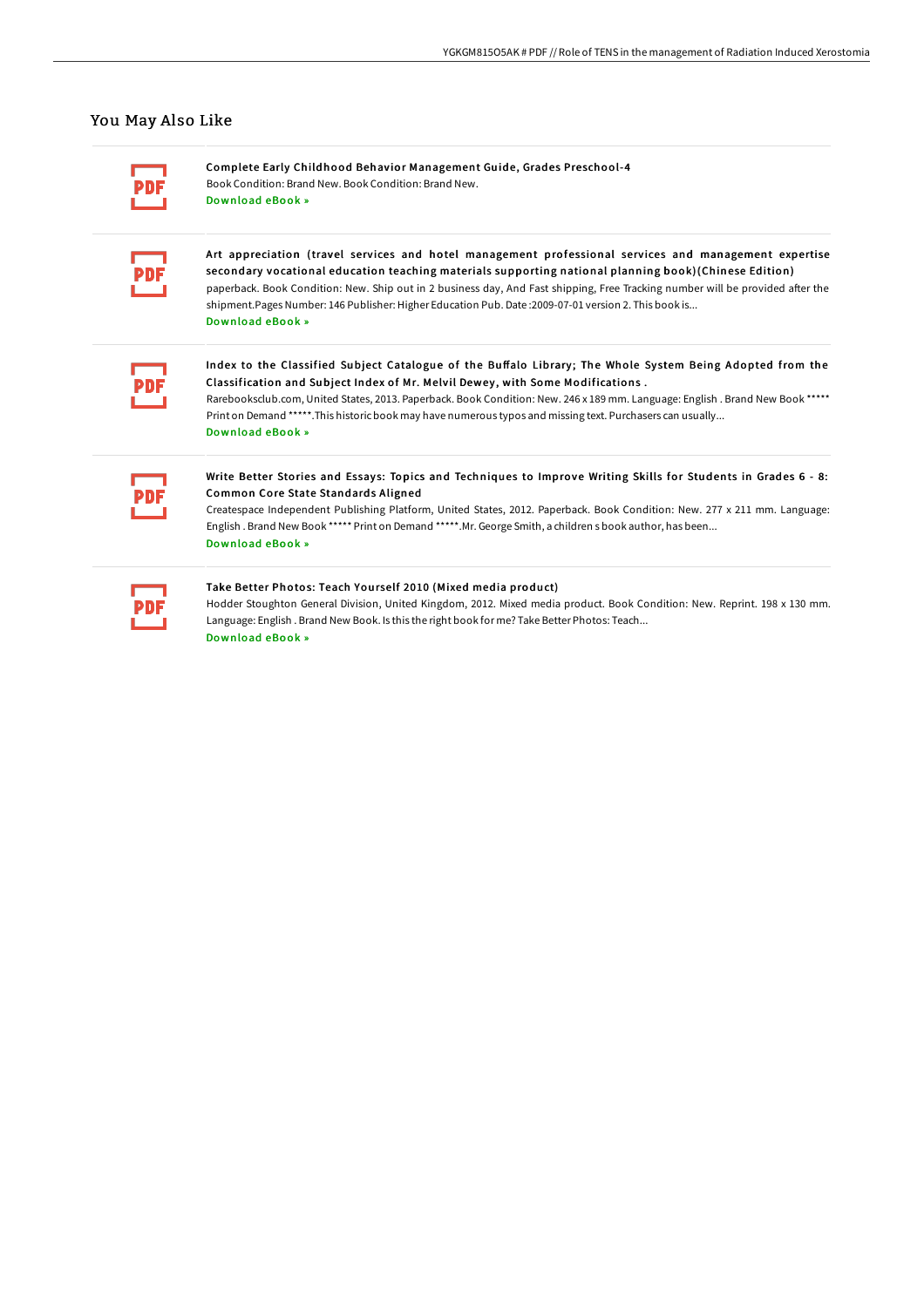## You May Also Like

**Complete Early Childhood Behavior Management Guide, Grades Preschool-4**
Book Condition: Brand New. Book Condition: Brand New.
Download eBook »

**Art appreciation (travel services and hotel management professional services and management expertise secondary vocational education teaching materials supporting national planning book)(Chinese Edition)**
paperback. Book Condition: New. Ship out in 2 business day, And Fast shipping, Free Tracking number will be provided after the shipment.Pages Number: 146 Publisher: Higher Education Pub. Date :2009-07-01 version 2. This book is...
Download eBook »

**Index to the Classified Subject Catalogue of the Buffalo Library; The Whole System Being Adopted from the Classification and Subject Index of Mr. Melvil Dewey, with Some Modifications .**
Rarebooksclub.com, United States, 2013. Paperback. Book Condition: New. 246 x 189 mm. Language: English . Brand New Book ***** Print on Demand *****.This historic book may have numerous typos and missing text. Purchasers can usually...
Download eBook »

**Write Better Stories and Essays: Topics and Techniques to Improve Writing Skills for Students in Grades 6 - 8: Common Core State Standards Aligned**
Createspace Independent Publishing Platform, United States, 2012. Paperback. Book Condition: New. 277 x 211 mm. Language: English . Brand New Book ***** Print on Demand *****.Mr. George Smith, a children s book author, has been...
Download eBook »

**Take Better Photos: Teach Yourself 2010 (Mixed media product)**
Hodder Stoughton General Division, United Kingdom, 2012. Mixed media product. Book Condition: New. Reprint. 198 x 130 mm. Language: English . Brand New Book. Is this the right book for me? Take Better Photos: Teach...
Download eBook »